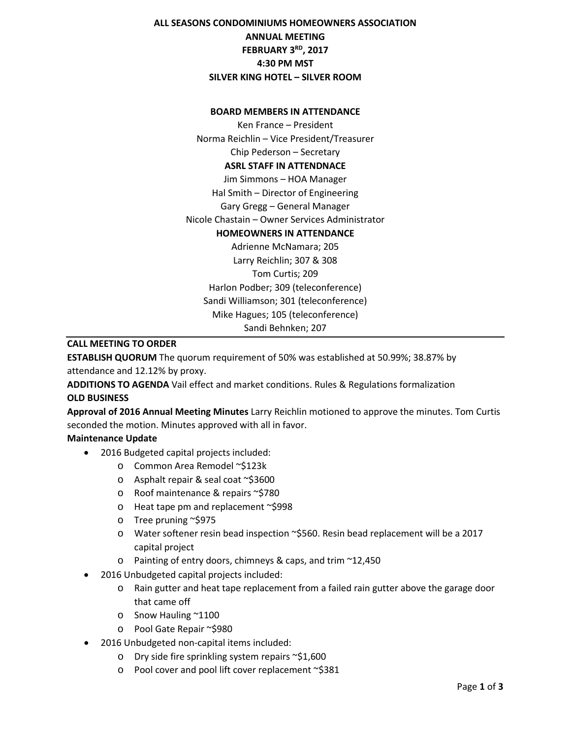**ALL SEASONS CONDOMINIUMS HOMEOWNERS ASSOCIATION**
**ANNUAL MEETING**
**FEBRUARY 3RD, 2017**
**4:30 PM MST**
**SILVER KING HOTEL – SILVER ROOM**

**BOARD MEMBERS IN ATTENDANCE**

Ken France – President
Norma Reichlin – Vice President/Treasurer
Chip Pederson – Secretary

**ASRL STAFF IN ATTENDNACE**

Jim Simmons – HOA Manager
Hal Smith – Director of Engineering
Gary Gregg – General Manager
Nicole Chastain – Owner Services Administrator

**HOMEOWNERS IN ATTENDANCE**

Adrienne McNamara; 205
Larry Reichlin; 307 & 308
Tom Curtis; 209
Harlon Podber; 309 (teleconference)
Sandi Williamson; 301 (teleconference)
Mike Hagues; 105 (teleconference)
Sandi Behnken; 207

---

**CALL MEETING TO ORDER**

**ESTABLISH QUORUM** The quorum requirement of 50% was established at 50.99%; 38.87% by attendance and 12.12% by proxy.

**ADDITIONS TO AGENDA** Vail effect and market conditions. Rules & Regulations formalization

**OLD BUSINESS**

**Approval of 2016 Annual Meeting Minutes** Larry Reichlin motioned to approve the minutes. Tom Curtis seconded the motion. Minutes approved with all in favor.

**Maintenance Update**

- 2016 Budgeted capital projects included:
  - Common Area Remodel ~$123k
  - Asphalt repair & seal coat ~$3600
  - Roof maintenance & repairs ~$780
  - Heat tape pm and replacement ~$998
  - Tree pruning ~$975
  - Water softener resin bead inspection ~$560. Resin bead replacement will be a 2017 capital project
  - Painting of entry doors, chimneys & caps, and trim ~12,450
- 2016 Unbudgeted capital projects included:
  - Rain gutter and heat tape replacement from a failed rain gutter above the garage door that came off
  - Snow Hauling ~1100
  - Pool Gate Repair ~$980
- 2016 Unbudgeted non-capital items included:
  - Dry side fire sprinkling system repairs ~$1,600
  - Pool cover and pool lift cover replacement ~$381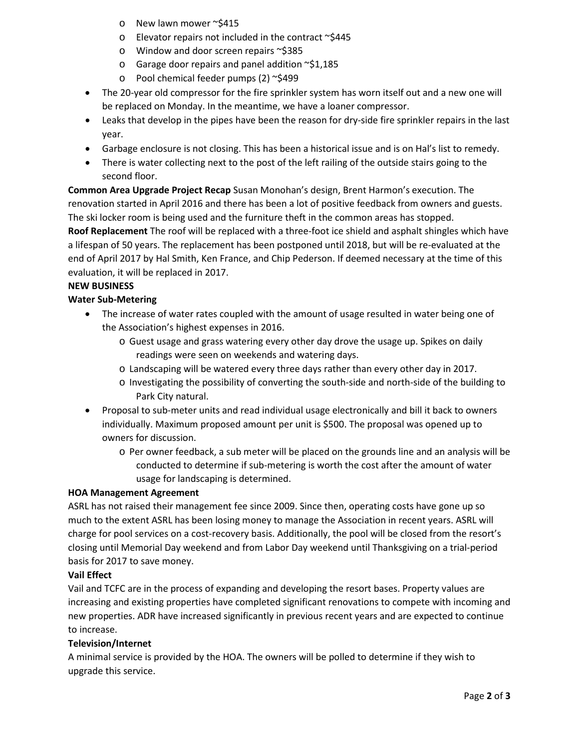- New lawn mower ~$415
  - Elevator repairs not included in the contract ~$445
  - Window and door screen repairs ~$385
  - Garage door repairs and panel addition ~$1,185
  - Pool chemical feeder pumps (2) ~$499
- The 20-year old compressor for the fire sprinkler system has worn itself out and a new one will be replaced on Monday. In the meantime, we have a loaner compressor.
- Leaks that develop in the pipes have been the reason for dry-side fire sprinkler repairs in the last year.
- Garbage enclosure is not closing. This has been a historical issue and is on Hal's list to remedy.
- There is water collecting next to the post of the left railing of the outside stairs going to the second floor.

**Common Area Upgrade Project Recap** Susan Monohan's design, Brent Harmon's execution. The renovation started in April 2016 and there has been a lot of positive feedback from owners and guests. The ski locker room is being used and the furniture theft in the common areas has stopped.

**Roof Replacement** The roof will be replaced with a three-foot ice shield and asphalt shingles which have a lifespan of 50 years. The replacement has been postponed until 2018, but will be re-evaluated at the end of April 2017 by Hal Smith, Ken France, and Chip Pederson. If deemed necessary at the time of this evaluation, it will be replaced in 2017.

**NEW BUSINESS**

**Water Sub-Metering**

- The increase of water rates coupled with the amount of usage resulted in water being one of the Association's highest expenses in 2016.
  - Guest usage and grass watering every other day drove the usage up. Spikes on daily readings were seen on weekends and watering days.
  - Landscaping will be watered every three days rather than every other day in 2017.
  - Investigating the possibility of converting the south-side and north-side of the building to Park City natural.
- Proposal to sub-meter units and read individual usage electronically and bill it back to owners individually. Maximum proposed amount per unit is $500. The proposal was opened up to owners for discussion.
  - Per owner feedback, a sub meter will be placed on the grounds line and an analysis will be conducted to determine if sub-metering is worth the cost after the amount of water usage for landscaping is determined.

**HOA Management Agreement**

ASRL has not raised their management fee since 2009. Since then, operating costs have gone up so much to the extent ASRL has been losing money to manage the Association in recent years. ASRL will charge for pool services on a cost-recovery basis. Additionally, the pool will be closed from the resort's closing until Memorial Day weekend and from Labor Day weekend until Thanksgiving on a trial-period basis for 2017 to save money.

**Vail Effect**

Vail and TCFC are in the process of expanding and developing the resort bases. Property values are increasing and existing properties have completed significant renovations to compete with incoming and new properties. ADR have increased significantly in previous recent years and are expected to continue to increase.

**Television/Internet**

A minimal service is provided by the HOA. The owners will be polled to determine if they wish to upgrade this service.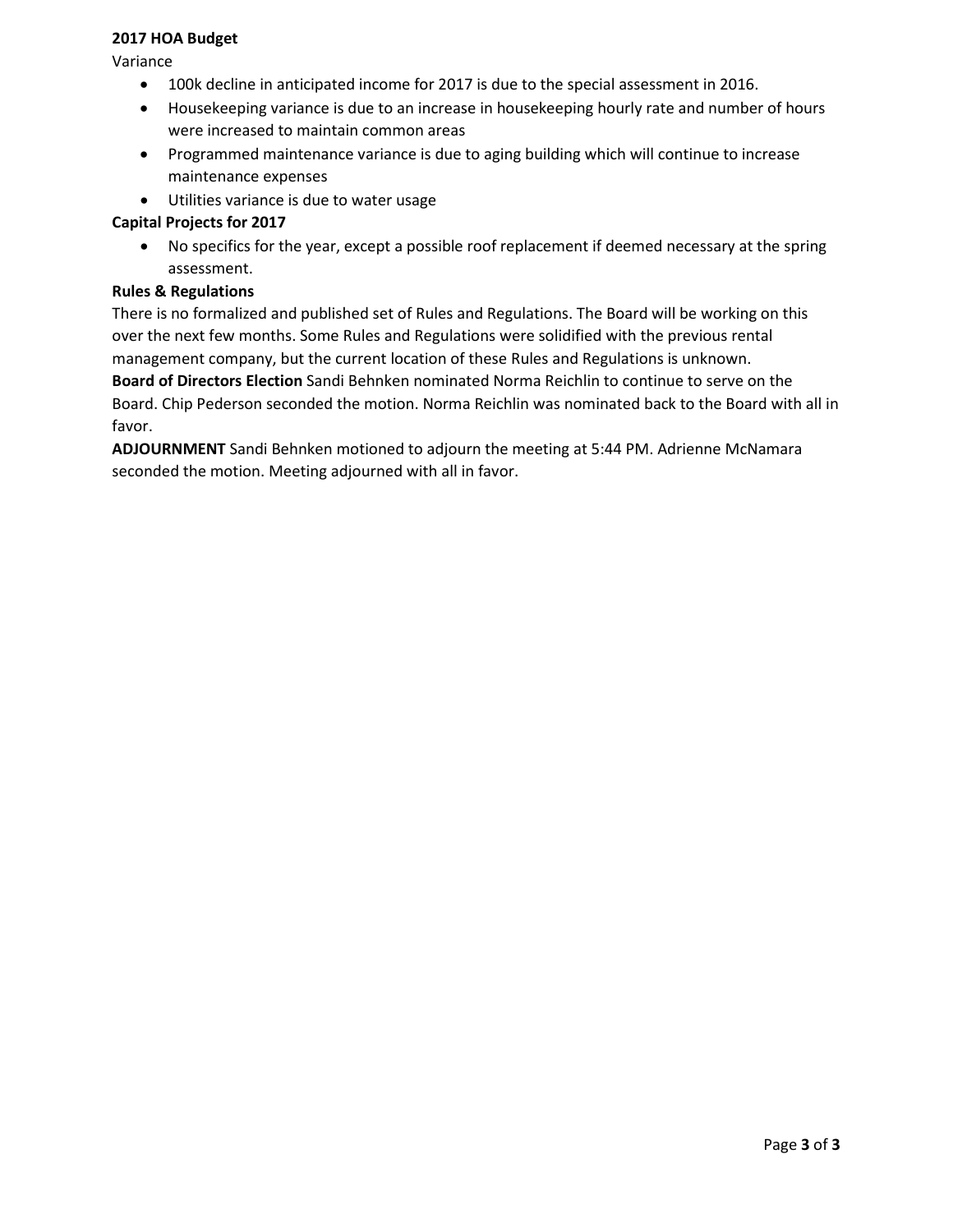**2017 HOA Budget**

Variance

- 100k decline in anticipated income for 2017 is due to the special assessment in 2016.
- Housekeeping variance is due to an increase in housekeeping hourly rate and number of hours were increased to maintain common areas
- Programmed maintenance variance is due to aging building which will continue to increase maintenance expenses
- Utilities variance is due to water usage

**Capital Projects for 2017**

- No specifics for the year, except a possible roof replacement if deemed necessary at the spring assessment.

**Rules & Regulations**

There is no formalized and published set of Rules and Regulations. The Board will be working on this over the next few months. Some Rules and Regulations were solidified with the previous rental management company, but the current location of these Rules and Regulations is unknown.

**Board of Directors Election** Sandi Behnken nominated Norma Reichlin to continue to serve on the Board. Chip Pederson seconded the motion. Norma Reichlin was nominated back to the Board with all in favor.

**ADJOURNMENT** Sandi Behnken motioned to adjourn the meeting at 5:44 PM. Adrienne McNamara seconded the motion. Meeting adjourned with all in favor.